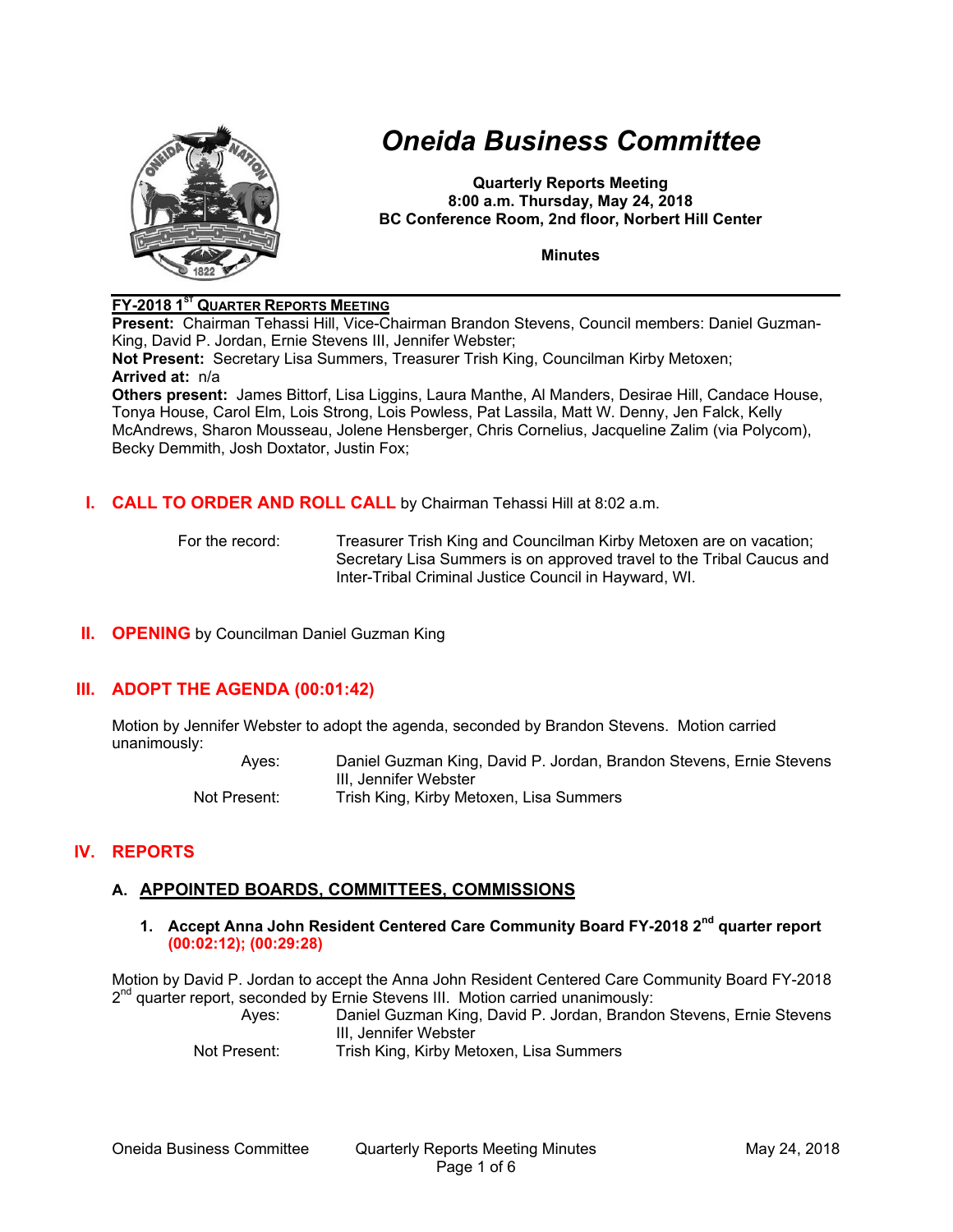# Oneida Business Committee

**Quarterly Reports Meeting**
**8:00 a.m. Thursday, May 24, 2018**
**BC Conference Room, 2nd floor, Norbert Hill Center**

**Minutes**

## FY-2018 1ST QUARTER REPORTS MEETING

**Present:** Chairman Tehassi Hill, Vice-Chairman Brandon Stevens, Council members: Daniel Guzman-King, David P. Jordan, Ernie Stevens III, Jennifer Webster;
**Not Present:** Secretary Lisa Summers, Treasurer Trish King, Councilman Kirby Metoxen;
**Arrived at:** n/a
**Others present:** James Bittorf, Lisa Liggins, Laura Manthe, Al Manders, Desirae Hill, Candace House, Tonya House, Carol Elm, Lois Strong, Lois Powless, Pat Lassila, Matt W. Denny, Jen Falck, Kelly McAndrews, Sharon Mousseau, Jolene Hensberger, Chris Cornelius, Jacqueline Zalim (via Polycom), Becky Demmith, Josh Doxtator, Justin Fox;

## I. CALL TO ORDER AND ROLL CALL by Chairman Tehassi Hill at 8:02 a.m.

For the record: Treasurer Trish King and Councilman Kirby Metoxen are on vacation; Secretary Lisa Summers is on approved travel to the Tribal Caucus and Inter-Tribal Criminal Justice Council in Hayward, WI.

## II. OPENING by Councilman Daniel Guzman King

## III. ADOPT THE AGENDA (00:01:42)

Motion by Jennifer Webster to adopt the agenda, seconded by Brandon Stevens. Motion carried unanimously:

Ayes: Daniel Guzman King, David P. Jordan, Brandon Stevens, Ernie Stevens III, Jennifer Webster
Not Present: Trish King, Kirby Metoxen, Lisa Summers

## IV. REPORTS

### A. APPOINTED BOARDS, COMMITTEES, COMMISSIONS

#### 1. Accept Anna John Resident Centered Care Community Board FY-2018 2nd quarter report (00:02:12); (00:29:28)

Motion by David P. Jordan to accept the Anna John Resident Centered Care Community Board FY-2018 2nd quarter report, seconded by Ernie Stevens III. Motion carried unanimously:

Ayes: Daniel Guzman King, David P. Jordan, Brandon Stevens, Ernie Stevens III, Jennifer Webster
Not Present: Trish King, Kirby Metoxen, Lisa Summers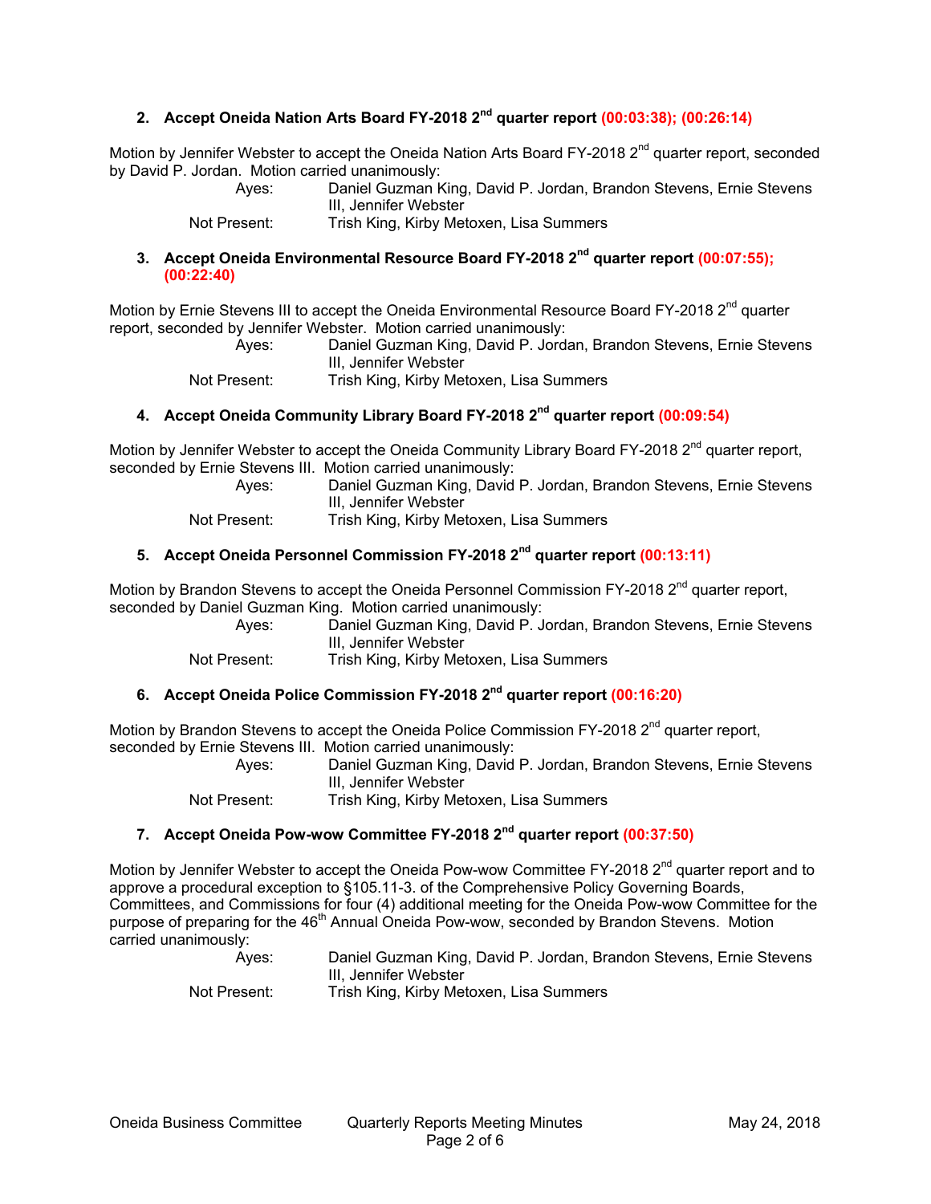### 2. Accept Oneida Nation Arts Board FY-2018 2nd quarter report (00:03:38); (00:26:14)

Motion by Jennifer Webster to accept the Oneida Nation Arts Board FY-2018 2nd quarter report, seconded by David P. Jordan. Motion carried unanimously:

| | |
|---|---|
| Ayes: | Daniel Guzman King, David P. Jordan, Brandon Stevens, Ernie Stevens III, Jennifer Webster |
| Not Present: | Trish King, Kirby Metoxen, Lisa Summers |

### 3. Accept Oneida Environmental Resource Board FY-2018 2nd quarter report (00:07:55); (00:22:40)

Motion by Ernie Stevens III to accept the Oneida Environmental Resource Board FY-2018 2nd quarter report, seconded by Jennifer Webster. Motion carried unanimously:

| | |
|---|---|
| Ayes: | Daniel Guzman King, David P. Jordan, Brandon Stevens, Ernie Stevens III, Jennifer Webster |
| Not Present: | Trish King, Kirby Metoxen, Lisa Summers |

### 4. Accept Oneida Community Library Board FY-2018 2nd quarter report (00:09:54)

Motion by Jennifer Webster to accept the Oneida Community Library Board FY-2018 2nd quarter report, seconded by Ernie Stevens III. Motion carried unanimously:

| | |
|---|---|
| Ayes: | Daniel Guzman King, David P. Jordan, Brandon Stevens, Ernie Stevens III, Jennifer Webster |
| Not Present: | Trish King, Kirby Metoxen, Lisa Summers |

### 5. Accept Oneida Personnel Commission FY-2018 2nd quarter report (00:13:11)

Motion by Brandon Stevens to accept the Oneida Personnel Commission FY-2018 2nd quarter report, seconded by Daniel Guzman King. Motion carried unanimously:

| | |
|---|---|
| Ayes: | Daniel Guzman King, David P. Jordan, Brandon Stevens, Ernie Stevens III, Jennifer Webster |
| Not Present: | Trish King, Kirby Metoxen, Lisa Summers |

### 6. Accept Oneida Police Commission FY-2018 2nd quarter report (00:16:20)

Motion by Brandon Stevens to accept the Oneida Police Commission FY-2018 2nd quarter report, seconded by Ernie Stevens III. Motion carried unanimously:

| | |
|---|---|
| Ayes: | Daniel Guzman King, David P. Jordan, Brandon Stevens, Ernie Stevens III, Jennifer Webster |
| Not Present: | Trish King, Kirby Metoxen, Lisa Summers |

### 7. Accept Oneida Pow-wow Committee FY-2018 2nd quarter report (00:37:50)

Motion by Jennifer Webster to accept the Oneida Pow-wow Committee FY-2018 2nd quarter report and to approve a procedural exception to §105.11-3. of the Comprehensive Policy Governing Boards, Committees, and Commissions for four (4) additional meeting for the Oneida Pow-wow Committee for the purpose of preparing for the 46th Annual Oneida Pow-wow, seconded by Brandon Stevens. Motion carried unanimously:

| | |
|---|---|
| Ayes: | Daniel Guzman King, David P. Jordan, Brandon Stevens, Ernie Stevens III, Jennifer Webster |
| Not Present: | Trish King, Kirby Metoxen, Lisa Summers |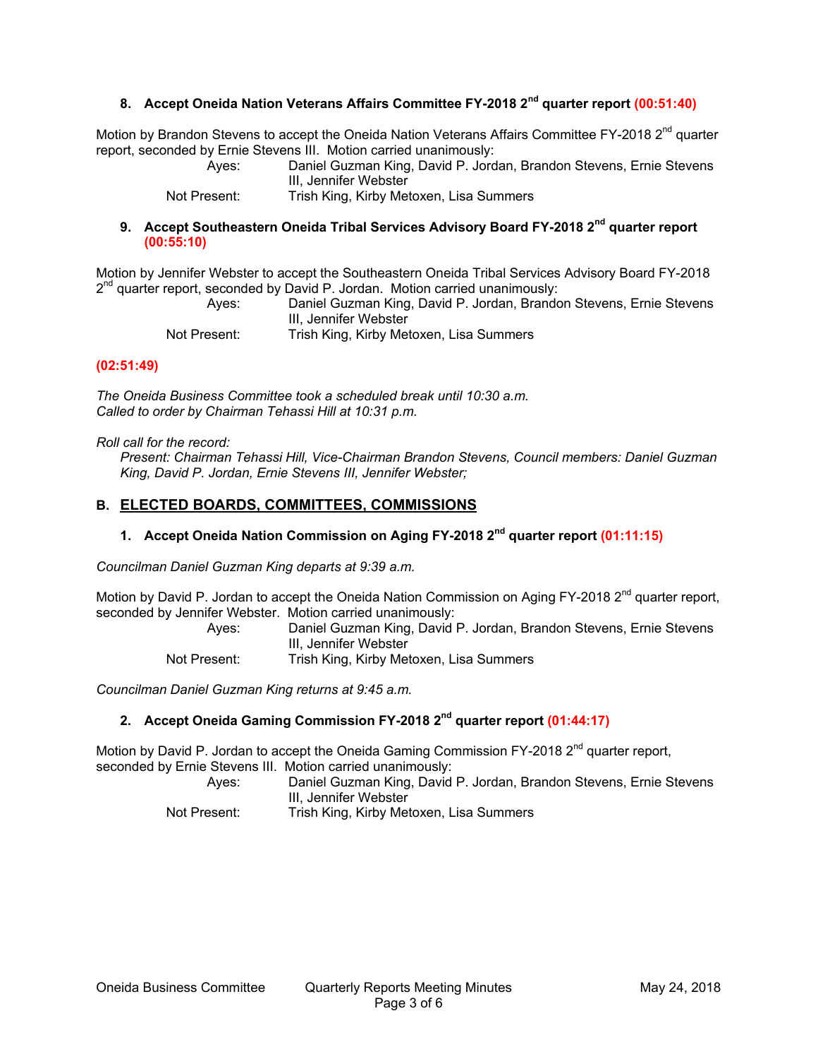### 8. Accept Oneida Nation Veterans Affairs Committee FY-2018 2nd quarter report (00:51:40)

Motion by Brandon Stevens to accept the Oneida Nation Veterans Affairs Committee FY-2018 2nd quarter report, seconded by Ernie Stevens III. Motion carried unanimously:

Ayes: Daniel Guzman King, David P. Jordan, Brandon Stevens, Ernie Stevens III, Jennifer Webster
Not Present: Trish King, Kirby Metoxen, Lisa Summers

### 9. Accept Southeastern Oneida Tribal Services Advisory Board FY-2018 2nd quarter report (00:55:10)

Motion by Jennifer Webster to accept the Southeastern Oneida Tribal Services Advisory Board FY-2018 2nd quarter report, seconded by David P. Jordan. Motion carried unanimously:

Ayes: Daniel Guzman King, David P. Jordan, Brandon Stevens, Ernie Stevens III, Jennifer Webster
Not Present: Trish King, Kirby Metoxen, Lisa Summers

**(02:51:49)**

*The Oneida Business Committee took a scheduled break until 10:30 a.m.*
*Called to order by Chairman Tehassi Hill at 10:31 p.m.*

*Roll call for the record:*
*Present: Chairman Tehassi Hill, Vice-Chairman Brandon Stevens, Council members: Daniel Guzman King, David P. Jordan, Ernie Stevens III, Jennifer Webster;*

## B. ELECTED BOARDS, COMMITTEES, COMMISSIONS

### 1. Accept Oneida Nation Commission on Aging FY-2018 2nd quarter report (01:11:15)

*Councilman Daniel Guzman King departs at 9:39 a.m.*

Motion by David P. Jordan to accept the Oneida Nation Commission on Aging FY-2018 2nd quarter report, seconded by Jennifer Webster. Motion carried unanimously:

Ayes: Daniel Guzman King, David P. Jordan, Brandon Stevens, Ernie Stevens III, Jennifer Webster
Not Present: Trish King, Kirby Metoxen, Lisa Summers

*Councilman Daniel Guzman King returns at 9:45 a.m.*

### 2. Accept Oneida Gaming Commission FY-2018 2nd quarter report (01:44:17)

Motion by David P. Jordan to accept the Oneida Gaming Commission FY-2018 2nd quarter report, seconded by Ernie Stevens III. Motion carried unanimously:

Ayes: Daniel Guzman King, David P. Jordan, Brandon Stevens, Ernie Stevens III, Jennifer Webster
Not Present: Trish King, Kirby Metoxen, Lisa Summers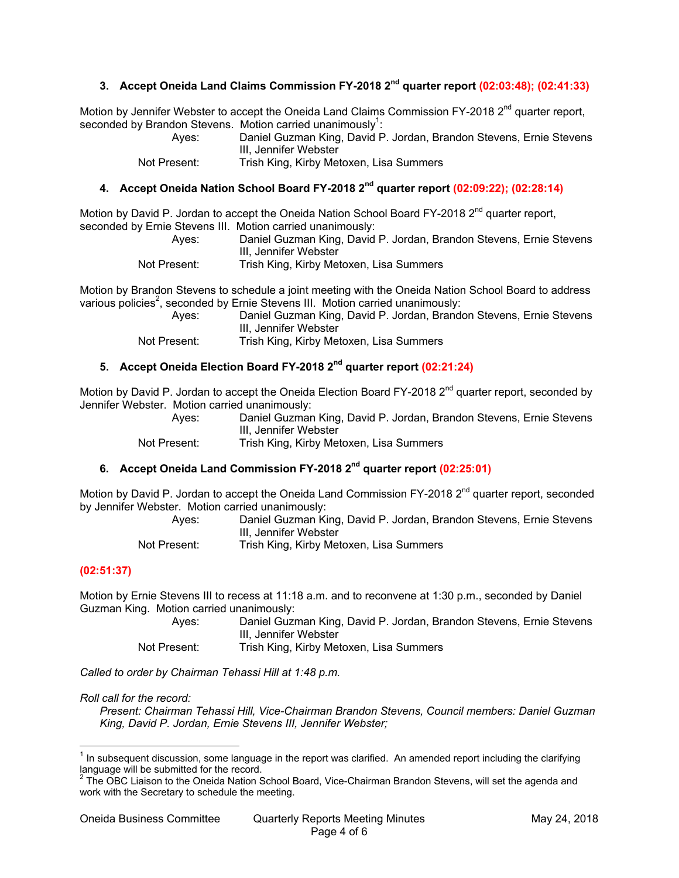### 3. Accept Oneida Land Claims Commission FY-2018 2nd quarter report (02:03:48); (02:41:33)

Motion by Jennifer Webster to accept the Oneida Land Claims Commission FY-2018 2nd quarter report, seconded by Brandon Stevens. Motion carried unanimously[1]:

| | |
|---|---|
| Ayes: | Daniel Guzman King, David P. Jordan, Brandon Stevens, Ernie Stevens III, Jennifer Webster |
| Not Present: | Trish King, Kirby Metoxen, Lisa Summers |

### 4. Accept Oneida Nation School Board FY-2018 2nd quarter report (02:09:22); (02:28:14)

Motion by David P. Jordan to accept the Oneida Nation School Board FY-2018 2nd quarter report, seconded by Ernie Stevens III. Motion carried unanimously:

| | |
|---|---|
| Ayes: | Daniel Guzman King, David P. Jordan, Brandon Stevens, Ernie Stevens III, Jennifer Webster |
| Not Present: | Trish King, Kirby Metoxen, Lisa Summers |

Motion by Brandon Stevens to schedule a joint meeting with the Oneida Nation School Board to address various policies[2], seconded by Ernie Stevens III. Motion carried unanimously:

| | |
|---|---|
| Ayes: | Daniel Guzman King, David P. Jordan, Brandon Stevens, Ernie Stevens III, Jennifer Webster |
| Not Present: | Trish King, Kirby Metoxen, Lisa Summers |

### 5. Accept Oneida Election Board FY-2018 2nd quarter report (02:21:24)

Motion by David P. Jordan to accept the Oneida Election Board FY-2018 2nd quarter report, seconded by Jennifer Webster. Motion carried unanimously:

| | |
|---|---|
| Ayes: | Daniel Guzman King, David P. Jordan, Brandon Stevens, Ernie Stevens III, Jennifer Webster |
| Not Present: | Trish King, Kirby Metoxen, Lisa Summers |

### 6. Accept Oneida Land Commission FY-2018 2nd quarter report (02:25:01)

Motion by David P. Jordan to accept the Oneida Land Commission FY-2018 2nd quarter report, seconded by Jennifer Webster. Motion carried unanimously:

| | |
|---|---|
| Ayes: | Daniel Guzman King, David P. Jordan, Brandon Stevens, Ernie Stevens III, Jennifer Webster |
| Not Present: | Trish King, Kirby Metoxen, Lisa Summers |

**(02:51:37)**

Motion by Ernie Stevens III to recess at 11:18 a.m. and to reconvene at 1:30 p.m., seconded by Daniel Guzman King. Motion carried unanimously:

| | |
|---|---|
| Ayes: | Daniel Guzman King, David P. Jordan, Brandon Stevens, Ernie Stevens III, Jennifer Webster |
| Not Present: | Trish King, Kirby Metoxen, Lisa Summers |

*Called to order by Chairman Tehassi Hill at 1:48 p.m.*

*Roll call for the record:*

*Present: Chairman Tehassi Hill, Vice-Chairman Brandon Stevens, Council members: Daniel Guzman King, David P. Jordan, Ernie Stevens III, Jennifer Webster;*

---

[1] In subsequent discussion, some language in the report was clarified. An amended report including the clarifying language will be submitted for the record.

[2] The OBC Liaison to the Oneida Nation School Board, Vice-Chairman Brandon Stevens, will set the agenda and work with the Secretary to schedule the meeting.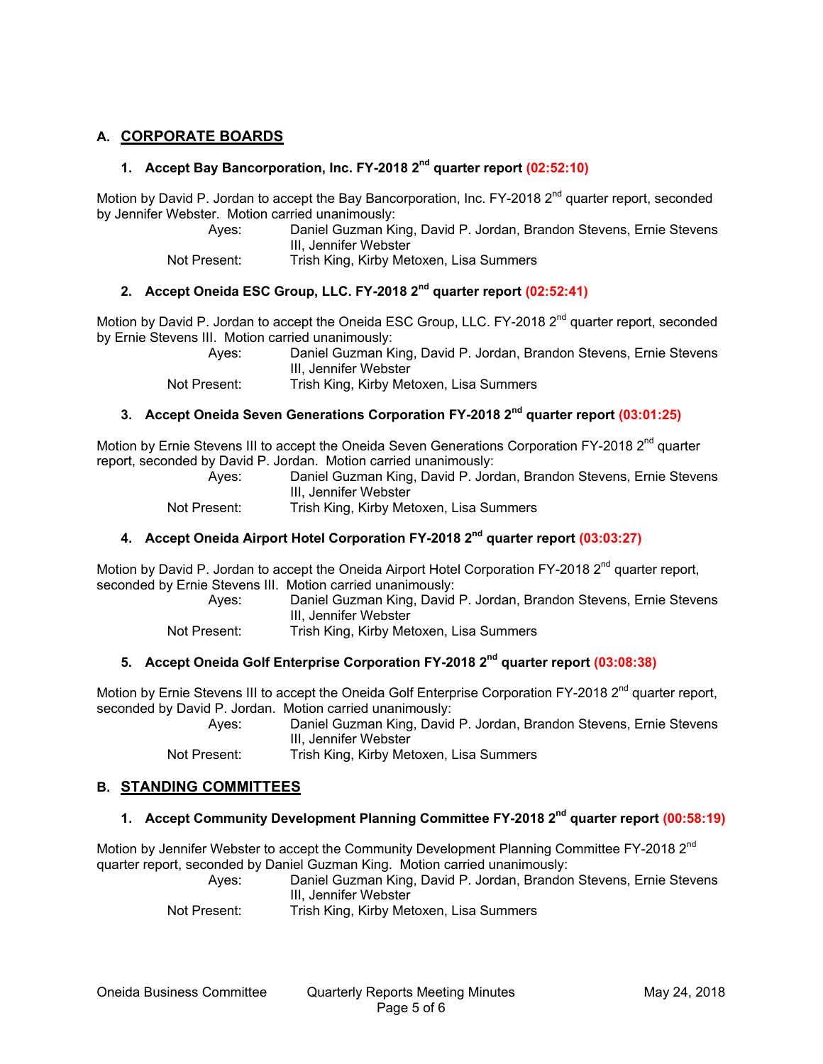## A. CORPORATE BOARDS

### 1. Accept Bay Bancorporation, Inc. FY-2018 2nd quarter report (02:52:10)

Motion by David P. Jordan to accept the Bay Bancorporation, Inc. FY-2018 2nd quarter report, seconded by Jennifer Webster. Motion carried unanimously:

Ayes: Daniel Guzman King, David P. Jordan, Brandon Stevens, Ernie Stevens III, Jennifer Webster

Not Present: Trish King, Kirby Metoxen, Lisa Summers

### 2. Accept Oneida ESC Group, LLC. FY-2018 2nd quarter report (02:52:41)

Motion by David P. Jordan to accept the Oneida ESC Group, LLC. FY-2018 2nd quarter report, seconded by Ernie Stevens III. Motion carried unanimously:

Ayes: Daniel Guzman King, David P. Jordan, Brandon Stevens, Ernie Stevens III, Jennifer Webster

Not Present: Trish King, Kirby Metoxen, Lisa Summers

### 3. Accept Oneida Seven Generations Corporation FY-2018 2nd quarter report (03:01:25)

Motion by Ernie Stevens III to accept the Oneida Seven Generations Corporation FY-2018 2nd quarter report, seconded by David P. Jordan. Motion carried unanimously:

Ayes: Daniel Guzman King, David P. Jordan, Brandon Stevens, Ernie Stevens III, Jennifer Webster

Not Present: Trish King, Kirby Metoxen, Lisa Summers

### 4. Accept Oneida Airport Hotel Corporation FY-2018 2nd quarter report (03:03:27)

Motion by David P. Jordan to accept the Oneida Airport Hotel Corporation FY-2018 2nd quarter report, seconded by Ernie Stevens III. Motion carried unanimously:

Ayes: Daniel Guzman King, David P. Jordan, Brandon Stevens, Ernie Stevens III, Jennifer Webster

Not Present: Trish King, Kirby Metoxen, Lisa Summers

### 5. Accept Oneida Golf Enterprise Corporation FY-2018 2nd quarter report (03:08:38)

Motion by Ernie Stevens III to accept the Oneida Golf Enterprise Corporation FY-2018 2nd quarter report, seconded by David P. Jordan. Motion carried unanimously:

Ayes: Daniel Guzman King, David P. Jordan, Brandon Stevens, Ernie Stevens III, Jennifer Webster

Not Present: Trish King, Kirby Metoxen, Lisa Summers

## B. STANDING COMMITTEES

### 1. Accept Community Development Planning Committee FY-2018 2nd quarter report (00:58:19)

Motion by Jennifer Webster to accept the Community Development Planning Committee FY-2018 2nd quarter report, seconded by Daniel Guzman King. Motion carried unanimously:

Ayes: Daniel Guzman King, David P. Jordan, Brandon Stevens, Ernie Stevens III, Jennifer Webster

Not Present: Trish King, Kirby Metoxen, Lisa Summers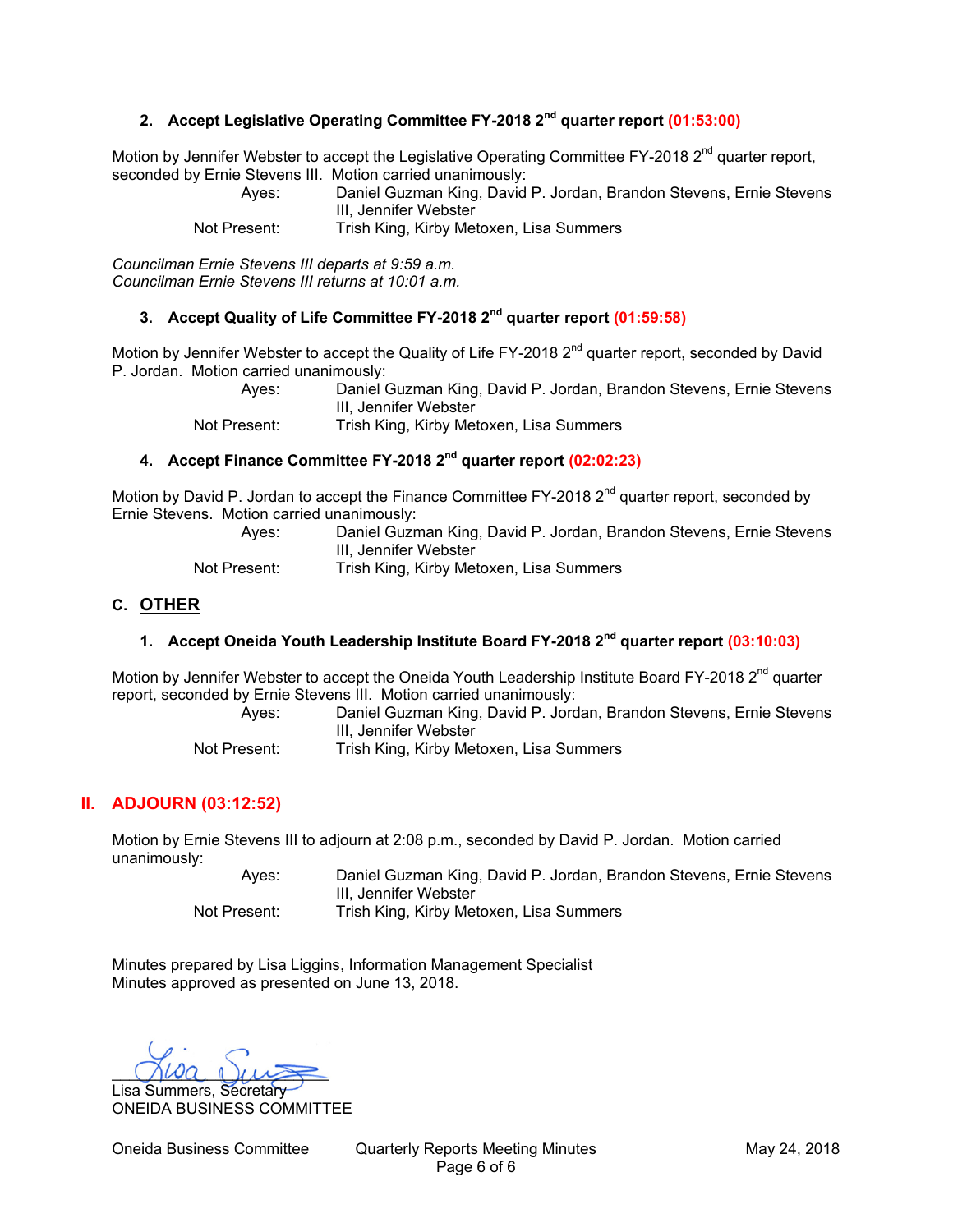### 2. Accept Legislative Operating Committee FY-2018 2nd quarter report (01:53:00)

Motion by Jennifer Webster to accept the Legislative Operating Committee FY-2018 2nd quarter report, seconded by Ernie Stevens III. Motion carried unanimously:

| | |
|---|---|
| Ayes: | Daniel Guzman King, David P. Jordan, Brandon Stevens, Ernie Stevens III, Jennifer Webster |
| Not Present: | Trish King, Kirby Metoxen, Lisa Summers |

*Councilman Ernie Stevens III departs at 9:59 a.m.*
*Councilman Ernie Stevens III returns at 10:01 a.m.*

### 3. Accept Quality of Life Committee FY-2018 2nd quarter report (01:59:58)

Motion by Jennifer Webster to accept the Quality of Life FY-2018 2nd quarter report, seconded by David P. Jordan. Motion carried unanimously:

| | |
|---|---|
| Ayes: | Daniel Guzman King, David P. Jordan, Brandon Stevens, Ernie Stevens III, Jennifer Webster |
| Not Present: | Trish King, Kirby Metoxen, Lisa Summers |

### 4. Accept Finance Committee FY-2018 2nd quarter report (02:02:23)

Motion by David P. Jordan to accept the Finance Committee FY-2018 2nd quarter report, seconded by Ernie Stevens. Motion carried unanimously:

| | |
|---|---|
| Ayes: | Daniel Guzman King, David P. Jordan, Brandon Stevens, Ernie Stevens III, Jennifer Webster |
| Not Present: | Trish King, Kirby Metoxen, Lisa Summers |

## C. OTHER

### 1. Accept Oneida Youth Leadership Institute Board FY-2018 2nd quarter report (03:10:03)

Motion by Jennifer Webster to accept the Oneida Youth Leadership Institute Board FY-2018 2nd quarter report, seconded by Ernie Stevens III. Motion carried unanimously:

| | |
|---|---|
| Ayes: | Daniel Guzman King, David P. Jordan, Brandon Stevens, Ernie Stevens III, Jennifer Webster |
| Not Present: | Trish King, Kirby Metoxen, Lisa Summers |

## II. ADJOURN (03:12:52)

Motion by Ernie Stevens III to adjourn at 2:08 p.m., seconded by David P. Jordan. Motion carried unanimously:

| | |
|---|---|
| Ayes: | Daniel Guzman King, David P. Jordan, Brandon Stevens, Ernie Stevens III, Jennifer Webster |
| Not Present: | Trish King, Kirby Metoxen, Lisa Summers |

Minutes prepared by Lisa Liggins, Information Management Specialist
Minutes approved as presented on June 13, 2018.

Lisa Summers, Secretary
ONEIDA BUSINESS COMMITTEE